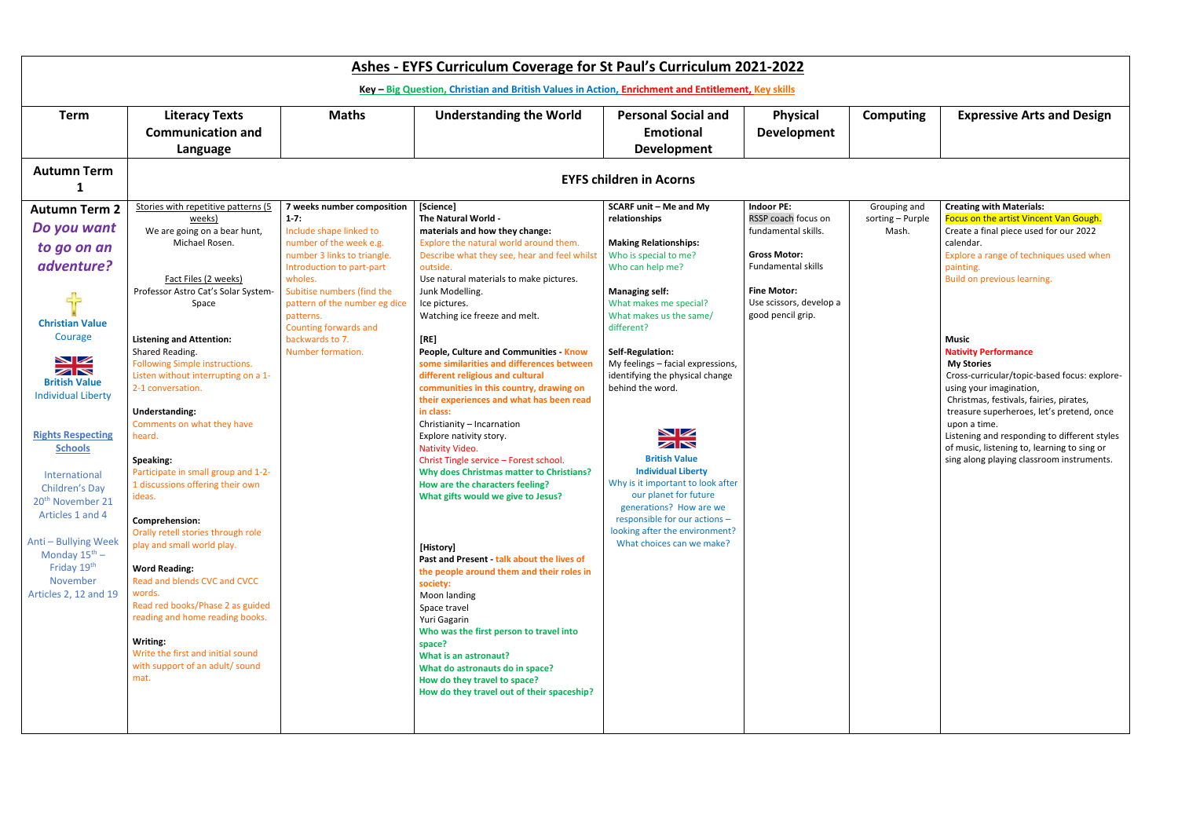# Ashes - EYFS Curriculum Coverage for St Paul's Curriculum 2021-2022

**Key – Big Question, Christian and British Values in Action, Enrichment and Entitlement, Key skills**

| Term | Literacy Texts Communication and Language | Maths | Understanding the World | Personal Social and Emotional Development | Physical Development | Computing | Expressive Arts and Design |
|---|---|---|---|---|---|---|---|
| **Autumn Term 1** | **EYFS children in Acorns** | | | | | | |
| **Autumn Term 2**<br>***Do you want to go on an adventure?***<br><br>**Christian Value**<br>Courage<br><br>**British Value**<br>Individual Liberty<br><br>**Rights Respecting Schools**<br><br>International Children's Day 20th November 21 Articles 1 and 4<br><br>Anti – Bullying Week Monday 15th – Friday 19th November Articles 2, 12 and 19 | Stories with repetitive patterns (5 weeks)<br>We are going on a bear hunt, Michael Rosen.<br><br>Fact Files (2 weeks)<br>Professor Astro Cat's Solar System-Space<br><br>**Listening and Attention:**<br>Shared Reading.<br>Following Simple instructions.<br>Listen without interrupting on a 1-2-1 conversation.<br><br>**Understanding:**<br>Comments on what they have heard.<br><br>**Speaking:**<br>Participate in small group and 1-2-1 discussions offering their own ideas.<br><br>**Comprehension:**<br>Orally retell stories through role play and small world play.<br><br>**Word Reading:**<br>Read and blends CVC and CVCC words.<br>Read red books/Phase 2 as guided reading and home reading books.<br><br>**Writing:**<br>Write the first and initial sound with support of an adult/ sound mat. | **7 weeks number composition 1-7:**<br>Include shape linked to number of the week e.g. number 3 links to triangle.<br>Introduction to part-part wholes.<br>Subitise numbers (find the pattern of the number eg dice patterns.<br>Counting forwards and backwards to 7.<br>Number formation. | **[Science]**<br>**The Natural World - materials and how they change:**<br>Explore the natural world around them.<br>Describe what they see, hear and feel whilst outside.<br>Use natural materials to make pictures.<br>Junk Modelling.<br>Ice pictures.<br>Watching ice freeze and melt.<br><br>**[RE]**<br>**People, Culture and Communities - Know some similarities and differences between different religious and cultural communities in this country, drawing on their experiences and what has been read in class:**<br>Christianity – Incarnation<br>Explore nativity story.<br>Nativity Video.<br>Christ Tingle service – Forest school.<br>**Why does Christmas matter to Christians?**<br>**How are the characters feeling?**<br>**What gifts would we give to Jesus?**<br><br>**[History]**<br>**Past and Present - talk about the lives of the people around them and their roles in society:**<br>Moon landing<br>Space travel<br>Yuri Gagarin<br>**Who was the first person to travel into space?**<br>**What is an astronaut?**<br>**What do astronauts do in space?**<br>**How do they travel to space?**<br>**How do they travel out of their spaceship?** | **SCARF unit – Me and My relationships**<br><br>**Making Relationships:**<br>Who is special to me?<br>Who can help me?<br><br>**Managing self:**<br>What makes me special?<br>What makes us the same/ different?<br><br>**Self-Regulation:**<br>My feelings – facial expressions, identifying the physical change behind the word.<br><br>**British Value**<br>**Individual Liberty**<br>Why is it important to look after our planet for future generations? How are we responsible for our actions – looking after the environment? What choices can we make? | **Indoor PE:**<br>RSSP coach focus on fundamental skills.<br><br>**Gross Motor:**<br>Fundamental skills<br><br>**Fine Motor:**<br>Use scissors, develop a good pencil grip. | Grouping and sorting – Purple Mash. | **Creating with Materials:**<br>Focus on the artist Vincent Van Gough.<br>Create a final piece used for our 2022 calendar.<br>Explore a range of techniques used when painting.<br>Build on previous learning.<br><br>**Music**<br>**Nativity Performance**<br>**My Stories**<br>Cross-curricular/topic-based focus: explore-using your imagination,<br>Christmas, festivals, fairies, pirates, treasure superheroes, let's pretend, once upon a time.<br>Listening and responding to different styles of music, listening to, learning to sing or sing along playing classroom instruments. |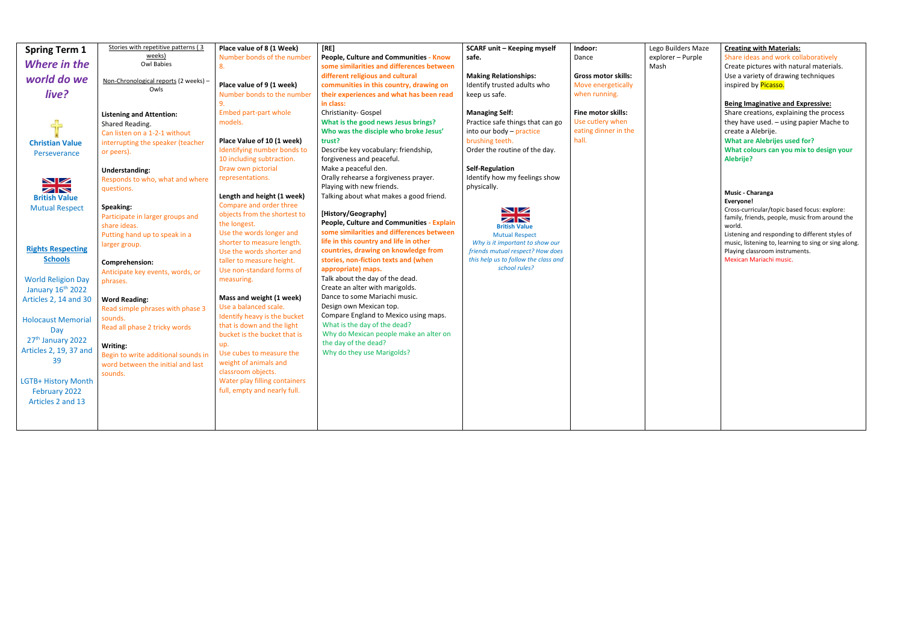| Spring Term 1 *Where in the world do we live?* | Stories with repetitive patterns ( 3 weeks) Owl Babies<br><br>Non-Chronological reports (2 weeks) – Owls<br><br>**Listening and Attention:**<br>Shared Reading.<br>Can listen on a 1-2-1 without interrupting the speaker (teacher or peers).<br><br>**Understanding:**<br>Responds to who, what and where questions.<br><br>**Speaking:**<br>Participate in larger groups and share ideas.<br>Putting hand up to speak in a larger group.<br><br>**Comprehension:**<br>Anticipate key events, words, or phrases.<br><br>**Word Reading:**<br>Read simple phrases with phase 3 sounds.<br>Read all phase 2 tricky words<br><br>**Writing:**<br>Begin to write additional sounds in word between the initial and last sounds. | **Place value of 8 (1 Week)**<br>Number bonds of the number 8.<br><br>**Place value of 9 (1 week)**<br>Number bonds to the number 9.<br>Embed part-part whole models.<br><br>**Place Value of 10 (1 week)**<br>Identifying number bonds to 10 including subtraction.<br>Draw own pictorial representations.<br><br>**Length and height (1 week)**<br>Compare and order three objects from the shortest to the longest.<br>Use the words longer and shorter to measure length.<br>Use the words shorter and taller to measure height.<br>Use non-standard forms of measuring.<br><br>**Mass and weight (1 week)**<br>Use a balanced scale.<br>Identify heavy is the bucket that is down and the light bucket is the bucket that is up.<br>Use cubes to measure the weight of animals and classroom objects.<br>Water play filling containers full, empty and nearly full. | **[RE]**<br>**People, Culture and Communities - Know some similarities and differences between different religious and cultural communities in this country, drawing on their experiences and what has been read in class:**<br>Christianity- Gospel<br>**What is the good news Jesus brings?**<br>**Who was the disciple who broke Jesus' trust?**<br>Describe key vocabulary: friendship, forgiveness and peaceful.<br>Make a peaceful den.<br>Orally rehearse a forgiveness prayer.<br>Playing with new friends.<br>Talking about what makes a good friend.<br><br>**[History/Geography]**<br>**People, Culture and Communities - Explain some similarities and differences between life in this country and life in other countries, drawing on knowledge from stories, non-fiction texts and (when appropriate) maps.**<br>Talk about the day of the dead.<br>Create an alter with marigolds.<br>Dance to some Mariachi music.<br>Design own Mexican top.<br>Compare England to Mexico using maps.<br>What is the day of the dead?<br>Why do Mexican people make an alter on the day of the dead?<br>Why do they use Marigolds? | **SCARF unit – Keeping myself safe.**<br><br>**Making Relationships:**<br>Identify trusted adults who keep us safe.<br><br>**Managing Self:**<br>Practice safe things that can go into our body – practice brushing teeth.<br>Order the routine of the day.<br><br>**Self-Regulation**<br>Identify how my feelings show physically.<br><br>**British Value**<br>Mutual Respect<br>*Why is it important to show our friends mutual respect? How does this help us to follow the class and school rules?* | **Indoor:**<br>Dance<br><br>**Gross motor skills:**<br>Move energetically when running.<br><br>**Fine motor skills:**<br>Use cutlery when eating dinner in the hall. | Lego Builders Maze explorer – Purple Mash | **Creating with Materials:**<br>Share ideas and work collaboratively<br>Create pictures with natural materials.<br>Use a variety of drawing techniques inspired by Picasso.<br><br>**Being Imaginative and Expressive:**<br>Share creations, explaining the process they have used. – using papier Mache to create a Alebrije.<br>**What are Alebrijes used for?**<br>**What colours can you mix to design your Alebrije?**<br><br>**Music - Charanga**<br>**Everyone!**<br>Cross-curricular/topic based focus: explore: family, friends, people, music from around the world.<br>Listening and responding to different styles of music, listening to, learning to sing or sing along.<br>Playing classroom instruments.<br>Mexican Mariachi music. |
|---|---|---|---|---|---|---|---|
| **Christian Value**<br>Perseverance<br><br>**British Value**<br>Mutual Respect<br><br>**Rights Respecting Schools**<br><br>World Religion Day January 16th 2022<br>Articles 2, 14 and 30<br><br>Holocaust Memorial Day<br>27th January 2022<br>Articles 2, 19, 37 and 39<br><br>LGTB+ History Month February 2022<br>Articles 2 and 13 | | | | | | | |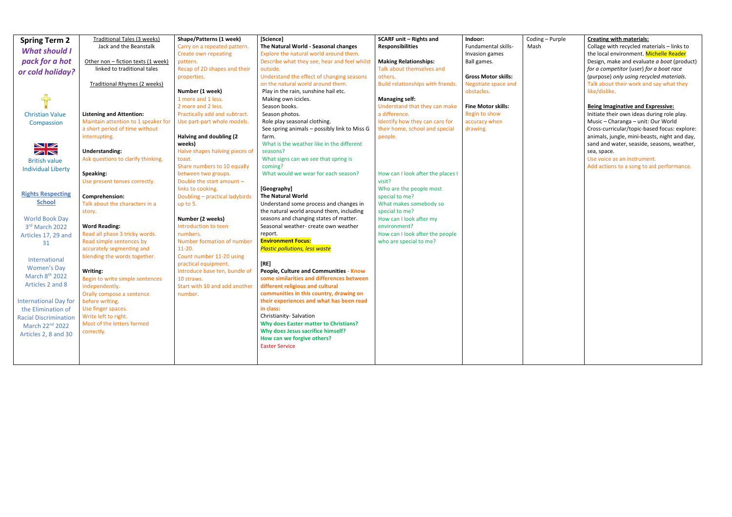| **Spring Term 2** *What should I pack for a hot or cold holiday?* | Traditional Tales (3 weeks) Jack and the Beanstalk | **Shape/Patterns (1 week)** | **[Science]** | **SCARF unit – Rights and Responsibilities** | **Indoor:** | Coding – Purple Mash | **Creating with materials:** |
|---|---|---|---|---|---|---|---|
| Christian Value Compassion<br><br>British value Individual Liberty<br><br>**Rights Respecting School**<br><br>World Book Day 3rd March 2022 Articles 17, 29 and 31<br><br>International Women's Day March 8th 2022 Articles 2 and 8<br><br>International Day for the Elimination of Racial Discrimination March 22nd 2022 Articles 2, 8 and 30 | Other non – fiction texts (1 week) linked to traditional tales<br><br>Traditional Rhymes (2 weeks)<br><br>**Listening and Attention:**<br>Maintain attention to 1 speaker for a short period of time without interrupting.<br><br>**Understanding:**<br>Ask questions to clarify thinking.<br><br>**Speaking:**<br>Use present tenses correctly.<br><br>**Comprehension:**<br>Talk about the characters in a story.<br><br>**Word Reading:**<br>Read all phase 3 tricky words.<br>Read simple sentences by accurately segmenting and blending the words together.<br><br>**Writing:**<br>Begin to write simple sentences independently.<br>Orally compose a sentence before writing.<br>Use finger spaces.<br>Write left to right.<br>Most of the letters formed correctly. | Carry on a repeated pattern.<br>Create own repeating pattern.<br>Recap of 2D shapes and their properties.<br><br>**Number (1 week)**<br>1 more and 1 less.<br>2 more and 2 less.<br>Practically add and subtract.<br>Use part-part whole models.<br><br>**Halving and doubling (2 weeks)**<br>Halve shapes halving pieces of toast.<br>Share numbers to 10 equally between two groups.<br>Double the start amount – links to cooking.<br>Doubling – practical ladybirds up to 5.<br><br>**Number (2 weeks)**<br>Introduction to teen numbers.<br>Number formation of number 11-20.<br>Count number 11-20 using practical equipment.<br>Introduce base ten, bundle of 10 straws.<br>Start with 10 and add another number. | **The Natural World - Seasonal changes**<br>Explore the natural world around them.<br>Describe what they see, hear and feel whilst outside.<br>Understand the effect of changing seasons on the natural world around them.<br>Play in the rain, sunshine hail etc.<br>Making own icicles.<br>Season books.<br>Season photos.<br>Role play seasonal clothing.<br>See spring animals – possibly link to Miss G farm.<br>What is the weather like in the different seasons?<br>What signs can we see that spring is coming?<br>What would we wear for each season?<br><br>**[Geography]**<br>**The Natural World**<br>Understand some process and changes in the natural world around them, including seasons and changing states of matter.<br>Seasonal weather- create own weather report.<br>**Environment Focus:**<br>***Plastic pollutions, less waste***<br><br>**[RE]**<br>**People, Culture and Communities - Know some similarities and differences between different religious and cultural communities in this country, drawing on their experiences and what has been read in class:**<br>Christianity- Salvation<br>**Why does Easter matter to Christians?**<br>**Why does Jesus sacrifice himself?**<br>**How can we forgive others?**<br>Easter Service | **Making Relationships:**<br>Talk about themselves and others.<br>Build relationships with friends.<br><br>**Managing self:**<br>Understand that they can make a difference.<br>Identify how they can care for their home, school and special people.<br><br>How can I look after the places I visit?<br>Who are the people most special to me?<br>What makes somebody so special to me?<br>How can I look after my environment?<br>How can I look after the people who are special to me? | Fundamental skills- Invasion games<br>Ball games.<br><br>**Gross Motor skills:**<br>Negotiate space and obstacles.<br><br>**Fine Motor skills:**<br>Begin to show accuracy when drawing. | | Collage with recycled materials – links to the local environment. Michelle Reader<br>Design, make and evaluate *a boat* (product) *for a competitor* (user) *for a boat race* (purpose) *only using recycled materials.*<br>Talk about their work and say what they like/dislike.<br><br>**Being Imaginative and Expressive:**<br>Initiate their own ideas during role play.<br>Music – Charanga – unit: Our World<br>Cross-curricular/topic-based focus: explore: animals, jungle, mini-beasts, night and day, sand and water, seaside, seasons, weather, sea, space.<br>Use voice as an instrument.<br>Add actions to a song to aid performance. |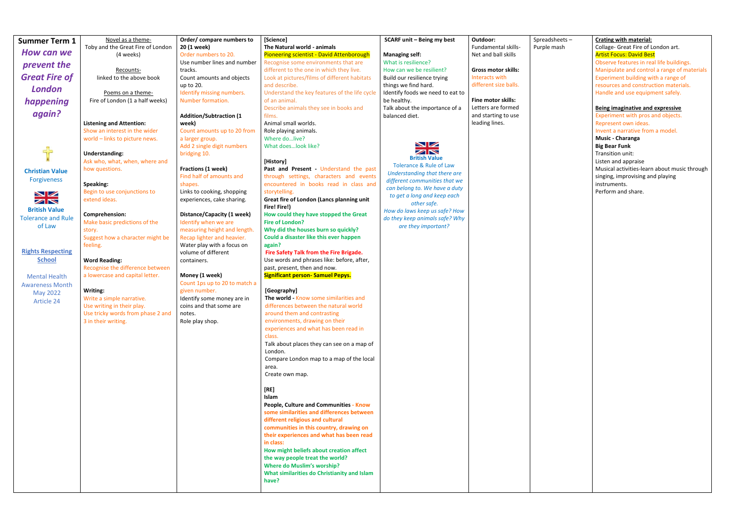| Summer Term 1 | Literacy | Maths | Knowledge and Understanding | PSHE | PE | Computing | Art / Music |
|---|---|---|---|---|---|---|---|
| **Summer Term 1**<br>***How can we prevent the Great Fire of London happening again?***<br><br>**Christian Value**<br>Forgiveness<br><br>**British Value**<br>Tolerance and Rule of Law<br><br>**Rights Respecting School**<br><br>Mental Health Awareness Month<br>May 2022<br>Article 24 | Novel as a theme-<br>Toby and the Great Fire of London<br>(4 weeks)<br><br>Recounts-<br>linked to the above book<br><br>Poems on a theme-<br>Fire of London (1 a half weeks)<br><br>**Listening and Attention:**<br>Show an interest in the wider world – links to picture news.<br><br>**Understanding:**<br>Ask who, what, when, where and how questions.<br><br>**Speaking:**<br>Begin to use conjunctions to extend ideas.<br><br>**Comprehension:**<br>Make basic predictions of the story.<br>Suggest how a character might be feeling.<br><br>**Word Reading:**<br>Recognise the difference between a lowercase and capital letter.<br><br>**Writing:**<br>Write a simple narrative.<br>Use writing in their play.<br>Use tricky words from phase 2 and 3 in their writing. | **Order/ compare numbers to 20 (1 week)**<br>Order numbers to 20.<br>Use number lines and number tracks.<br>Count amounts and objects up to 20.<br>Identify missing numbers.<br>Number formation.<br><br>**Addition/Subtraction (1 week)**<br>Count amounts up to 20 from a larger group.<br>Add 2 single digit numbers bridging 10.<br><br>**Fractions (1 week)**<br>Find half of amounts and shapes.<br>Links to cooking, shopping experiences, cake sharing.<br><br>**Distance/Capacity (1 week)**<br>Identify when we are measuring height and length.<br>Recap lighter and heavier.<br>Water play with a focus on volume of different containers.<br><br>**Money (1 week)**<br>Count 1ps up to 20 to match a given number.<br>Identify some money are in coins and that some are notes.<br>Role play shop. | **[Science]**<br>**The Natural world - animals**<br>Pioneering scientist - David Attenborough<br>Recognise some environments that are different to the one in which they live.<br>Look at pictures/films of different habitats and describe.<br>Understand the key features of the life cycle of an animal.<br>Describe animals they see in books and films.<br>Animal small worlds.<br>Role playing animals.<br>Where do…live?<br>What does…look like?<br><br>**[History]**<br>**Past and Present -** Understand the past through settings, characters and events encountered in books read in class and storytelling.<br>**Great fire of London (Lancs planning unit Fire! Fire!)**<br>**How could they have stopped the Great Fire of London?**<br>**Why did the houses burn so quickly?**<br>**Could a disaster like this ever happen again?**<br>**Fire Safety Talk from the Fire Brigade.**<br>Use words and phrases like: before, after, past, present, then and now.<br>**Significant person- Samuel Pepys.**<br><br>**[Geography]**<br>**The world -** Know some similarities and differences between the natural world around them and contrasting environments, drawing on their experiences and what has been read in class.<br>Talk about places they can see on a map of London.<br>Compare London map to a map of the local area.<br>Create own map.<br><br>**[RE]**<br>**Islam**<br>**People, Culture and Communities - Know some similarities and differences between different religious and cultural communities in this country, drawing on their experiences and what has been read in class:**<br>**How might beliefs about creation affect the way people treat the world?**<br>**Where do Muslim's worship?**<br>**What similarities do Christianity and Islam have?** | **SCARF unit – Being my best**<br><br>**Managing self:**<br>What is resilience?<br>How can we be resilient?<br>Build our resilience trying things we find hard.<br>Identify foods we need to eat to be healthy.<br>Talk about the importance of a balanced diet.<br><br>**British Value**<br>Tolerance & Rule of Law<br>*Understanding that there are different communities that we can belong to. We have a duty to get a long and keep each other safe.*<br>*How do laws keep us safe? How do they keep animals safe? Why are they important?* | **Outdoor:**<br>Fundamental skills- Net and ball skills<br><br>**Gross motor skills:**<br>Interacts with different size balls.<br><br>**Fine motor skills:**<br>Letters are formed and starting to use leading lines. | Spreadsheets – Purple mash | **Crating with material:**<br>Collage- Great Fire of London art.<br>Artist Focus: David Best<br>Observe features in real life buildings.<br>Manipulate and control a range of materials<br>Experiment building with a range of resources and construction materials.<br>Handle and use equipment safely.<br><br>**Being imaginative and expressive**<br>Experiment with pros and objects.<br>Represent own ideas.<br>Invent a narrative from a model.<br>**Music - Charanga**<br>**Big Bear Funk**<br>Transition unit:<br>Listen and appraise<br>Musical activities-learn about music through singing, improvising and playing instruments.<br>Perform and share. |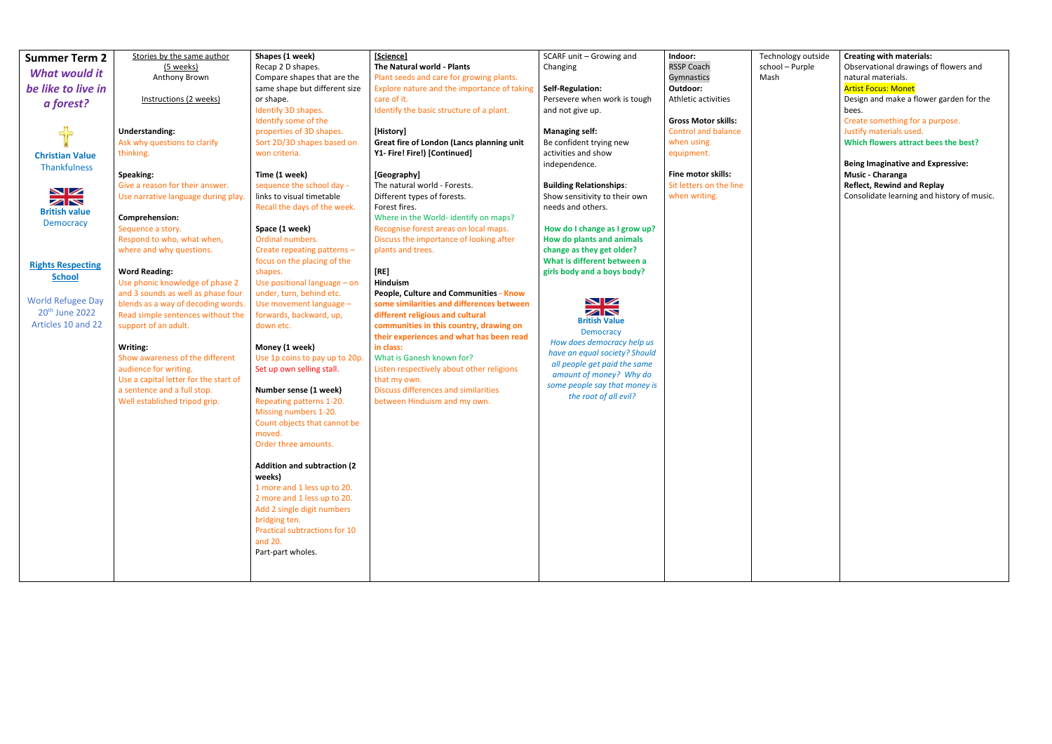| | | | | | | | |
|---|---|---|---|---|---|---|---|
| **Summer Term 2**<br>***What would it be like to live in a forest?***<br><br>**Christian Value**<br>Thankfulness<br><br>**British value**<br>Democracy<br><br>**Rights Respecting School**<br><br>World Refugee Day 20th June 2022<br>Articles 10 and 22 | Stories by the same author (5 weeks)<br>Anthony Brown<br><br>Instructions (2 weeks)<br><br>**Understanding:**<br>Ask why questions to clarify thinking.<br><br>**Speaking:**<br>Give a reason for their answer.<br>Use narrative language during play.<br><br>**Comprehension:**<br>Sequence a story.<br>Respond to who, what when, where and why questions.<br><br>**Word Reading:**<br>Use phonic knowledge of phase 2 and 3 sounds as well as phase four blends as a way of decoding words.<br>Read simple sentences without the support of an adult.<br><br>**Writing:**<br>Show awareness of the different audience for writing.<br>Use a capital letter for the start of a sentence and a full stop.<br>Well established tripod grip. | **Shapes (1 week)**<br>Recap 2 D shapes.<br>Compare shapes that are the same shape but different size or shape.<br>Identify 3D shapes.<br>Identify some of the properties of 3D shapes.<br>Sort 2D/3D shapes based on won criteria.<br><br>**Time (1 week)**<br>sequence the school day - links to visual timetable<br>Recall the days of the week.<br><br>**Space (1 week)**<br>Ordinal numbers.<br>Create repeating patterns – focus on the placing of the shapes.<br>Use positional language – on under, turn, behind etc.<br>Use movement language – forwards, backward, up, down etc.<br><br>**Money (1 week)**<br>Use 1p coins to pay up to 20p.<br>Set up own selling stall.<br><br>**Number sense (1 week)**<br>Repeating patterns 1-20.<br>Missing numbers 1-20.<br>Count objects that cannot be moved.<br>Order three amounts.<br><br>**Addition and subtraction (2 weeks)**<br>1 more and 1 less up to 20.<br>2 more and 1 less up to 20.<br>Add 2 single digit numbers bridging ten.<br>Practical subtractions for 10 and 20.<br>Part-part wholes. | **[Science]**<br>**The Natural world - Plants**<br>Plant seeds and care for growing plants.<br>Explore nature and the importance of taking care of it.<br>Identify the basic structure of a plant.<br><br>[History]<br>**Great fire of London (Lancs planning unit Y1- Fire! Fire!) [Continued]**<br><br>[Geography]<br>The natural world - Forests.<br>Different types of forests.<br>Forest fires.<br>Where in the World- identify on maps?<br>Recognise forest areas on local maps.<br>Discuss the importance of looking after plants and trees.<br><br>**[RE]**<br>**Hinduism**<br>**People, Culture and Communities - Know some similarities and differences between different religious and cultural communities in this country, drawing on their experiences and what has been read in class:**<br>What is Ganesh known for?<br>Listen respectively about other religions that my own.<br>Discuss differences and similarities between Hinduism and my own. | SCARF unit – Growing and Changing<br><br>**Self-Regulation:**<br>Persevere when work is tough and not give up.<br><br>**Managing self:**<br>Be confident trying new activities and show independence.<br><br>**Building Relationships**:<br>Show sensitivity to their own needs and others.<br><br>**How do I change as I grow up?**<br>**How do plants and animals change as they get older?**<br>**What is different between a girls body and a boys body?**<br><br>**British Value**<br>Democracy<br>*How does democracy help us have an equal society? Should all people get paid the same amount of money? Why do some people say that money is the root of all evil?* | **Indoor:**<br>RSSP Coach Gymnastics<br>**Outdoor:**<br>Athletic activities<br><br>**Gross Motor skills:**<br>Control and balance when using equipment.<br><br>**Fine motor skills:**<br>Sit letters on the line when writing. | Technology outside school – Purple Mash | **Creating with materials:**<br>Observational drawings of flowers and natural materials.<br>Artist Focus: Monet<br>Design and make a flower garden for the bees.<br>Create something for a purpose.<br>Justify materials used.<br>**Which flowers attract bees the best?**<br><br>**Being Imaginative and Expressive:**<br>**Music - Charanga**<br>**Reflect, Rewind and Replay**<br>Consolidate learning and history of music. |